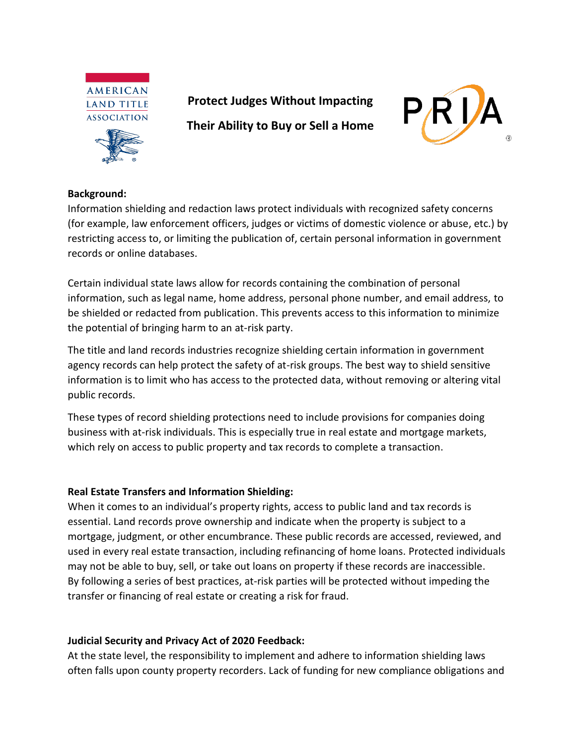AMERICAN LAND TITLE ASSOCIATION

# Protect Judges Without Impacting Their Ability to Buy or Sell a Home

PRIA

**Background:**

Information shielding and redaction laws protect individuals with recognized safety concerns (for example, law enforcement officers, judges or victims of domestic violence or abuse, etc.) by restricting access to, or limiting the publication of, certain personal information in government records or online databases.

Certain individual state laws allow for records containing the combination of personal information, such as legal name, home address, personal phone number, and email address, to be shielded or redacted from publication. This prevents access to this information to minimize the potential of bringing harm to an at-risk party.

The title and land records industries recognize shielding certain information in government agency records can help protect the safety of at-risk groups. The best way to shield sensitive information is to limit who has access to the protected data, without removing or altering vital public records.

These types of record shielding protections need to include provisions for companies doing business with at-risk individuals. This is especially true in real estate and mortgage markets, which rely on access to public property and tax records to complete a transaction.

**Real Estate Transfers and Information Shielding:**

When it comes to an individual's property rights, access to public land and tax records is essential. Land records prove ownership and indicate when the property is subject to a mortgage, judgment, or other encumbrance. These public records are accessed, reviewed, and used in every real estate transaction, including refinancing of home loans. Protected individuals may not be able to buy, sell, or take out loans on property if these records are inaccessible. By following a series of best practices, at-risk parties will be protected without impeding the transfer or financing of real estate or creating a risk for fraud.

**Judicial Security and Privacy Act of 2020 Feedback:**

At the state level, the responsibility to implement and adhere to information shielding laws often falls upon county property recorders. Lack of funding for new compliance obligations and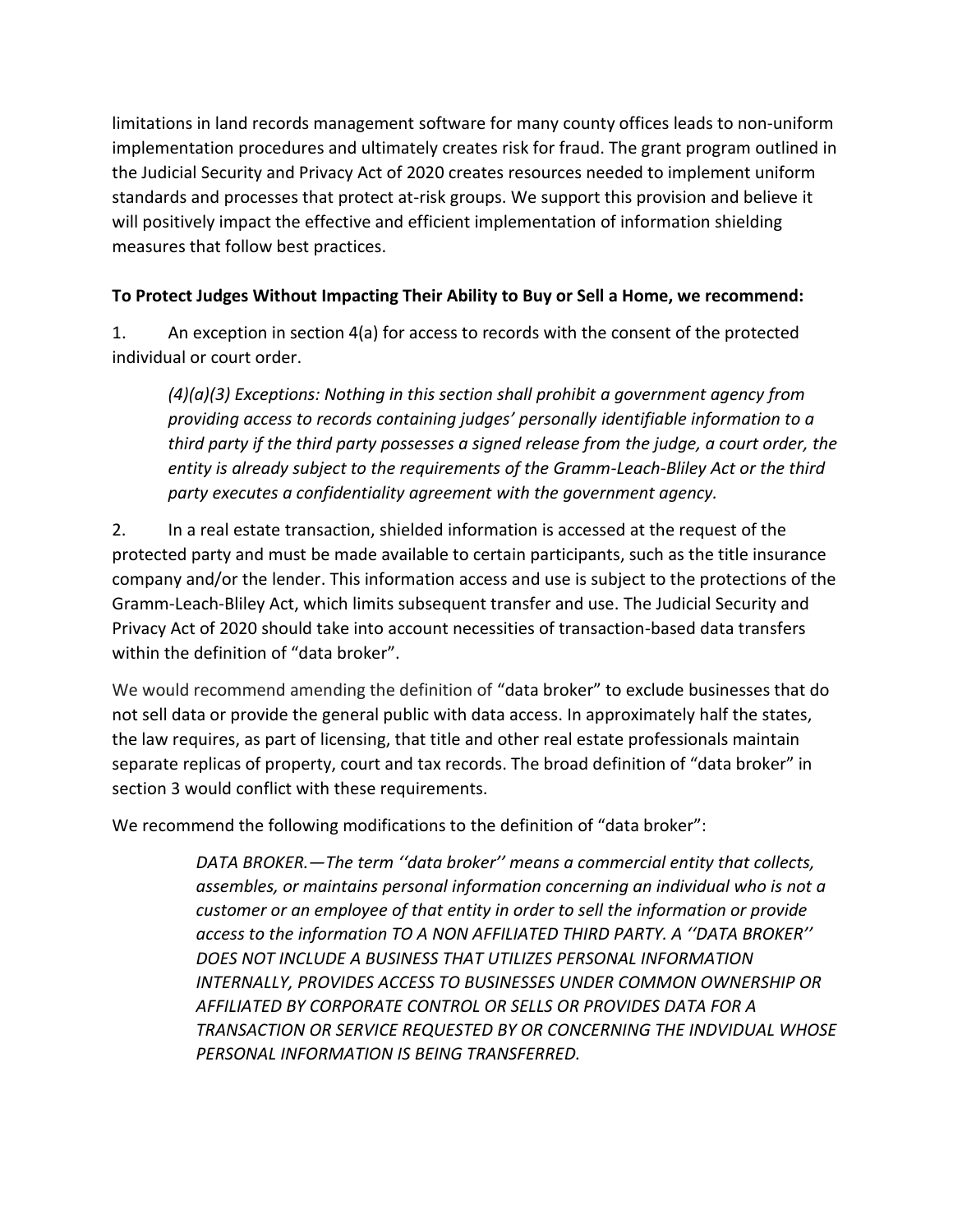limitations in land records management software for many county offices leads to non-uniform implementation procedures and ultimately creates risk for fraud. The grant program outlined in the Judicial Security and Privacy Act of 2020 creates resources needed to implement uniform standards and processes that protect at-risk groups. We support this provision and believe it will positively impact the effective and efficient implementation of information shielding measures that follow best practices.

**To Protect Judges Without Impacting Their Ability to Buy or Sell a Home, we recommend:**

1. An exception in section 4(a) for access to records with the consent of the protected individual or court order.

   *(4)(a)(3) Exceptions: Nothing in this section shall prohibit a government agency from providing access to records containing judges' personally identifiable information to a third party if the third party possesses a signed release from the judge, a court order, the entity is already subject to the requirements of the Gramm-Leach-Bliley Act or the third party executes a confidentiality agreement with the government agency.*

2. In a real estate transaction, shielded information is accessed at the request of the protected party and must be made available to certain participants, such as the title insurance company and/or the lender. This information access and use is subject to the protections of the Gramm-Leach-Bliley Act, which limits subsequent transfer and use. The Judicial Security and Privacy Act of 2020 should take into account necessities of transaction-based data transfers within the definition of "data broker".

We would recommend amending the definition of "data broker" to exclude businesses that do not sell data or provide the general public with data access. In approximately half the states, the law requires, as part of licensing, that title and other real estate professionals maintain separate replicas of property, court and tax records. The broad definition of "data broker" in section 3 would conflict with these requirements.

We recommend the following modifications to the definition of "data broker":

> *DATA BROKER.—The term ''data broker'' means a commercial entity that collects, assembles, or maintains personal information concerning an individual who is not a customer or an employee of that entity in order to sell the information or provide access to the information TO A NON AFFILIATED THIRD PARTY. A ''DATA BROKER'' DOES NOT INCLUDE A BUSINESS THAT UTILIZES PERSONAL INFORMATION INTERNALLY, PROVIDES ACCESS TO BUSINESSES UNDER COMMON OWNERSHIP OR AFFILIATED BY CORPORATE CONTROL OR SELLS OR PROVIDES DATA FOR A TRANSACTION OR SERVICE REQUESTED BY OR CONCERNING THE INDVIDUAL WHOSE PERSONAL INFORMATION IS BEING TRANSFERRED.*